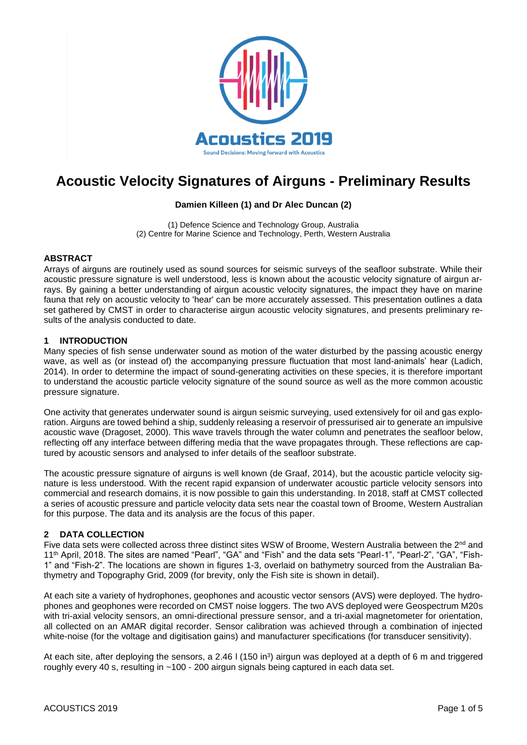# Acoustic Velocity Signatures of Airguns - Preliminary Results

**Damien Killeen (1) and Dr Alec Duncan (2)**

(1) Defence Science and Technology Group, Australia
(2) Centre for Marine Science and Technology, Perth, Western Australia

## ABSTRACT

Arrays of airguns are routinely used as sound sources for seismic surveys of the seafloor substrate. While their acoustic pressure signature is well understood, less is known about the acoustic velocity signature of airgun arrays. By gaining a better understanding of airgun acoustic velocity signatures, the impact they have on marine fauna that rely on acoustic velocity to 'hear' can be more accurately assessed. This presentation outlines a data set gathered by CMST in order to characterise airgun acoustic velocity signatures, and presents preliminary results of the analysis conducted to date.

## 1 INTRODUCTION

Many species of fish sense underwater sound as motion of the water disturbed by the passing acoustic energy wave, as well as (or instead of) the accompanying pressure fluctuation that most land-animals' hear (Ladich, 2014). In order to determine the impact of sound-generating activities on these species, it is therefore important to understand the acoustic particle velocity signature of the sound source as well as the more common acoustic pressure signature.

One activity that generates underwater sound is airgun seismic surveying, used extensively for oil and gas exploration. Airguns are towed behind a ship, suddenly releasing a reservoir of pressurised air to generate an impulsive acoustic wave (Dragoset, 2000). This wave travels through the water column and penetrates the seafloor below, reflecting off any interface between differing media that the wave propagates through. These reflections are captured by acoustic sensors and analysed to infer details of the seafloor substrate.

The acoustic pressure signature of airguns is well known (de Graaf, 2014), but the acoustic particle velocity signature is less understood. With the recent rapid expansion of underwater acoustic particle velocity sensors into commercial and research domains, it is now possible to gain this understanding. In 2018, staff at CMST collected a series of acoustic pressure and particle velocity data sets near the coastal town of Broome, Western Australian for this purpose. The data and its analysis are the focus of this paper.

## 2 DATA COLLECTION

Five data sets were collected across three distinct sites WSW of Broome, Western Australia between the 2nd and 11th April, 2018. The sites are named "Pearl", "GA" and "Fish" and the data sets "Pearl-1", "Pearl-2", "GA", "Fish-1" and "Fish-2". The locations are shown in figures 1-3, overlaid on bathymetry sourced from the Australian Bathymetry and Topography Grid, 2009 (for brevity, only the Fish site is shown in detail).

At each site a variety of hydrophones, geophones and acoustic vector sensors (AVS) were deployed. The hydrophones and geophones were recorded on CMST noise loggers. The two AVS deployed were Geospectrum M20s with tri-axial velocity sensors, an omni-directional pressure sensor, and a tri-axial magnetometer for orientation, all collected on an AMAR digital recorder. Sensor calibration was achieved through a combination of injected white-noise (for the voltage and digitisation gains) and manufacturer specifications (for transducer sensitivity).

At each site, after deploying the sensors, a 2.46 l (150 in$^3$) airgun was deployed at a depth of 6 m and triggered roughly every 40 s, resulting in ~100 - 200 airgun signals being captured in each data set.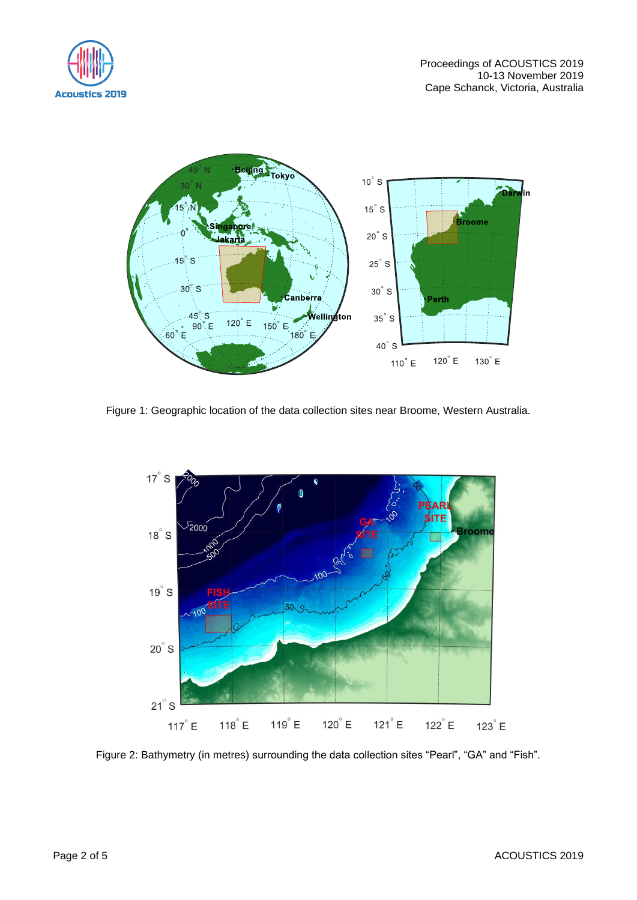Figure 1: Geographic location of the data collection sites near Broome, Western Australia.

Figure 2: Bathymetry (in metres) surrounding the data collection sites “Pearl”, “GA” and “Fish”.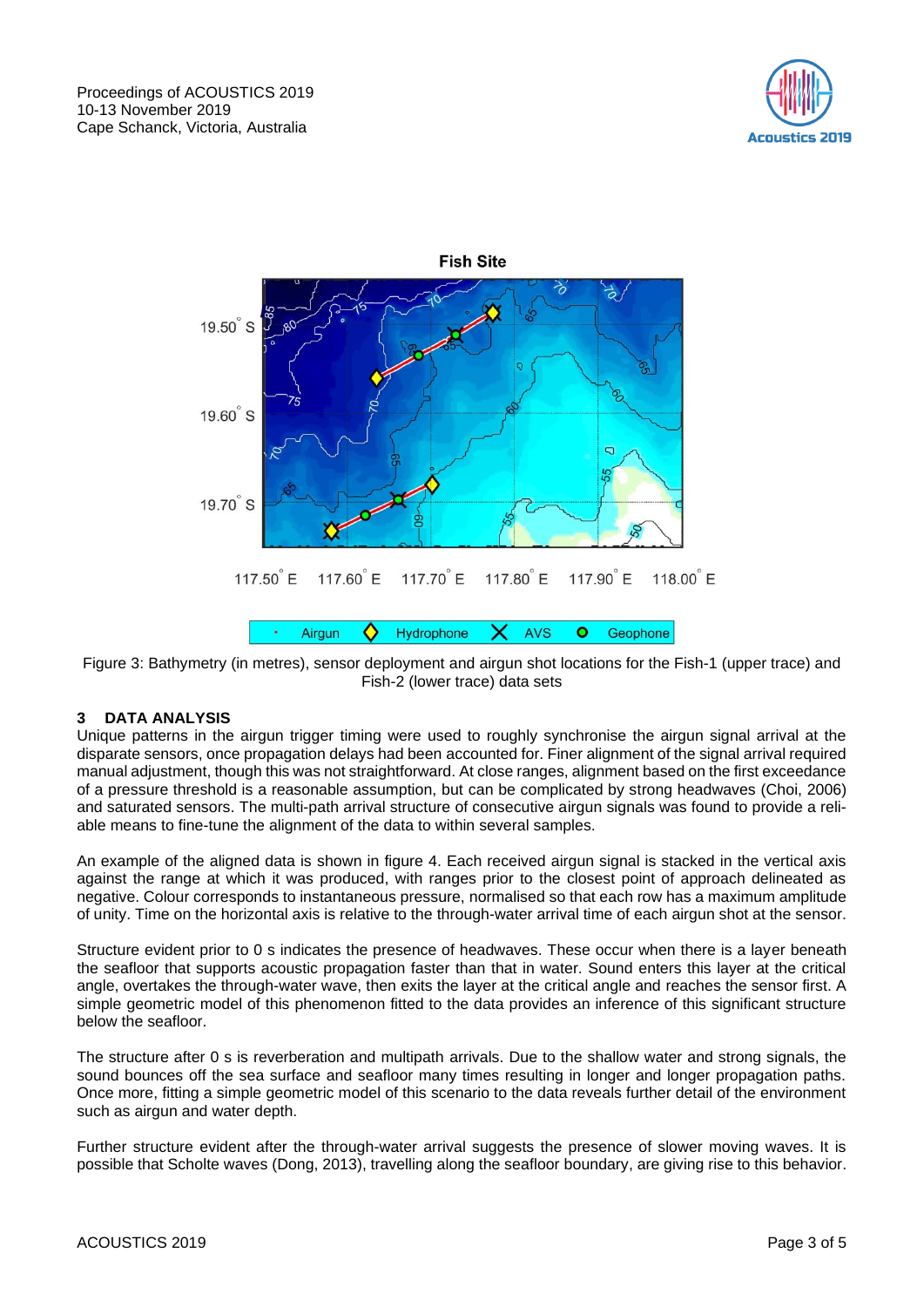Figure 3: Bathymetry (in metres), sensor deployment and airgun shot locations for the Fish-1 (upper trace) and Fish-2 (lower trace) data sets

## 3 DATA ANALYSIS

Unique patterns in the airgun trigger timing were used to roughly synchronise the airgun signal arrival at the disparate sensors, once propagation delays had been accounted for. Finer alignment of the signal arrival required manual adjustment, though this was not straightforward. At close ranges, alignment based on the first exceedance of a pressure threshold is a reasonable assumption, but can be complicated by strong headwaves (Choi, 2006) and saturated sensors. The multi-path arrival structure of consecutive airgun signals was found to provide a reliable means to fine-tune the alignment of the data to within several samples.

An example of the aligned data is shown in figure 4. Each received airgun signal is stacked in the vertical axis against the range at which it was produced, with ranges prior to the closest point of approach delineated as negative. Colour corresponds to instantaneous pressure, normalised so that each row has a maximum amplitude of unity. Time on the horizontal axis is relative to the through-water arrival time of each airgun shot at the sensor.

Structure evident prior to 0 s indicates the presence of headwaves. These occur when there is a layer beneath the seafloor that supports acoustic propagation faster than that in water. Sound enters this layer at the critical angle, overtakes the through-water wave, then exits the layer at the critical angle and reaches the sensor first. A simple geometric model of this phenomenon fitted to the data provides an inference of this significant structure below the seafloor.

The structure after 0 s is reverberation and multipath arrivals. Due to the shallow water and strong signals, the sound bounces off the sea surface and seafloor many times resulting in longer and longer propagation paths. Once more, fitting a simple geometric model of this scenario to the data reveals further detail of the environment such as airgun and water depth.

Further structure evident after the through-water arrival suggests the presence of slower moving waves. It is possible that Scholte waves (Dong, 2013), travelling along the seafloor boundary, are giving rise to this behavior.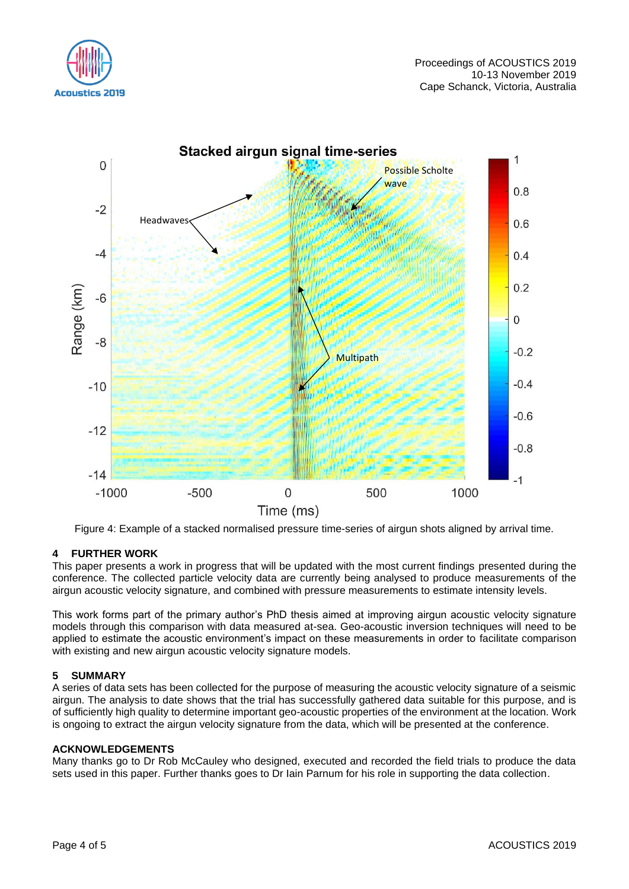Figure 4: Example of a stacked normalised pressure time-series of airgun shots aligned by arrival time.

## 4 FURTHER WORK

This paper presents a work in progress that will be updated with the most current findings presented during the conference. The collected particle velocity data are currently being analysed to produce measurements of the airgun acoustic velocity signature, and combined with pressure measurements to estimate intensity levels.

This work forms part of the primary author's PhD thesis aimed at improving airgun acoustic velocity signature models through this comparison with data measured at-sea. Geo-acoustic inversion techniques will need to be applied to estimate the acoustic environment's impact on these measurements in order to facilitate comparison with existing and new airgun acoustic velocity signature models.

## 5 SUMMARY

A series of data sets has been collected for the purpose of measuring the acoustic velocity signature of a seismic airgun. The analysis to date shows that the trial has successfully gathered data suitable for this purpose, and is of sufficiently high quality to determine important geo-acoustic properties of the environment at the location. Work is ongoing to extract the airgun velocity signature from the data, which will be presented at the conference.

## ACKNOWLEDGEMENTS

Many thanks go to Dr Rob McCauley who designed, executed and recorded the field trials to produce the data sets used in this paper. Further thanks goes to Dr Iain Parnum for his role in supporting the data collection.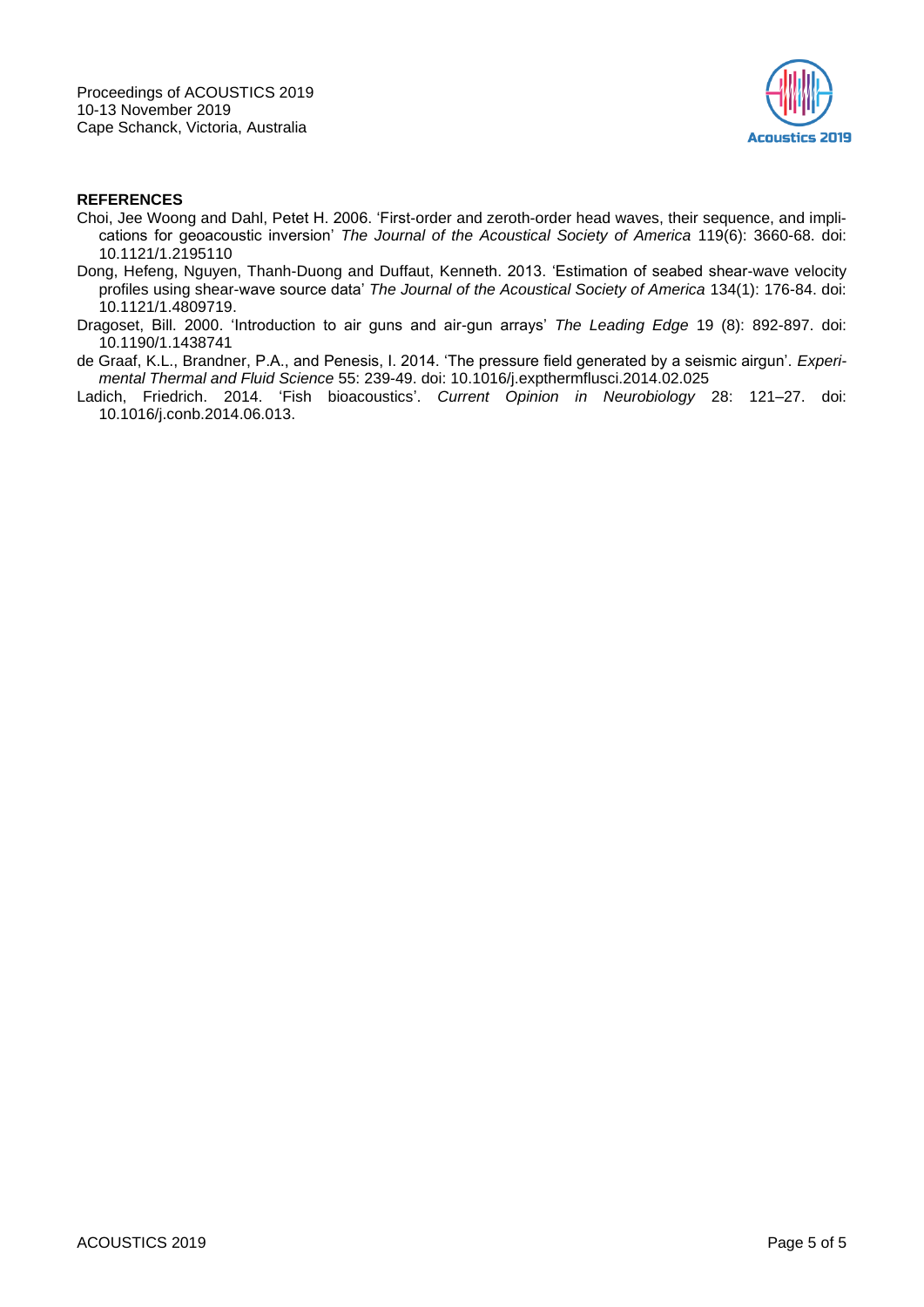**REFERENCES**

Choi, Jee Woong and Dahl, Petet H. 2006. 'First-order and zeroth-order head waves, their sequence, and implications for geoacoustic inversion' *The Journal of the Acoustical Society of America* 119(6): 3660-68. doi: 10.1121/1.2195110

Dong, Hefeng, Nguyen, Thanh-Duong and Duffaut, Kenneth. 2013. 'Estimation of seabed shear-wave velocity profiles using shear-wave source data' *The Journal of the Acoustical Society of America* 134(1): 176-84. doi: 10.1121/1.4809719.

Dragoset, Bill. 2000. 'Introduction to air guns and air-gun arrays' *The Leading Edge* 19 (8): 892-897. doi: 10.1190/1.1438741

de Graaf, K.L., Brandner, P.A., and Penesis, I. 2014. 'The pressure field generated by a seismic airgun'. *Experimental Thermal and Fluid Science* 55: 239-49. doi: 10.1016/j.expthermflusci.2014.02.025

Ladich, Friedrich. 2014. 'Fish bioacoustics'. *Current Opinion in Neurobiology* 28: 121–27. doi: 10.1016/j.conb.2014.06.013.